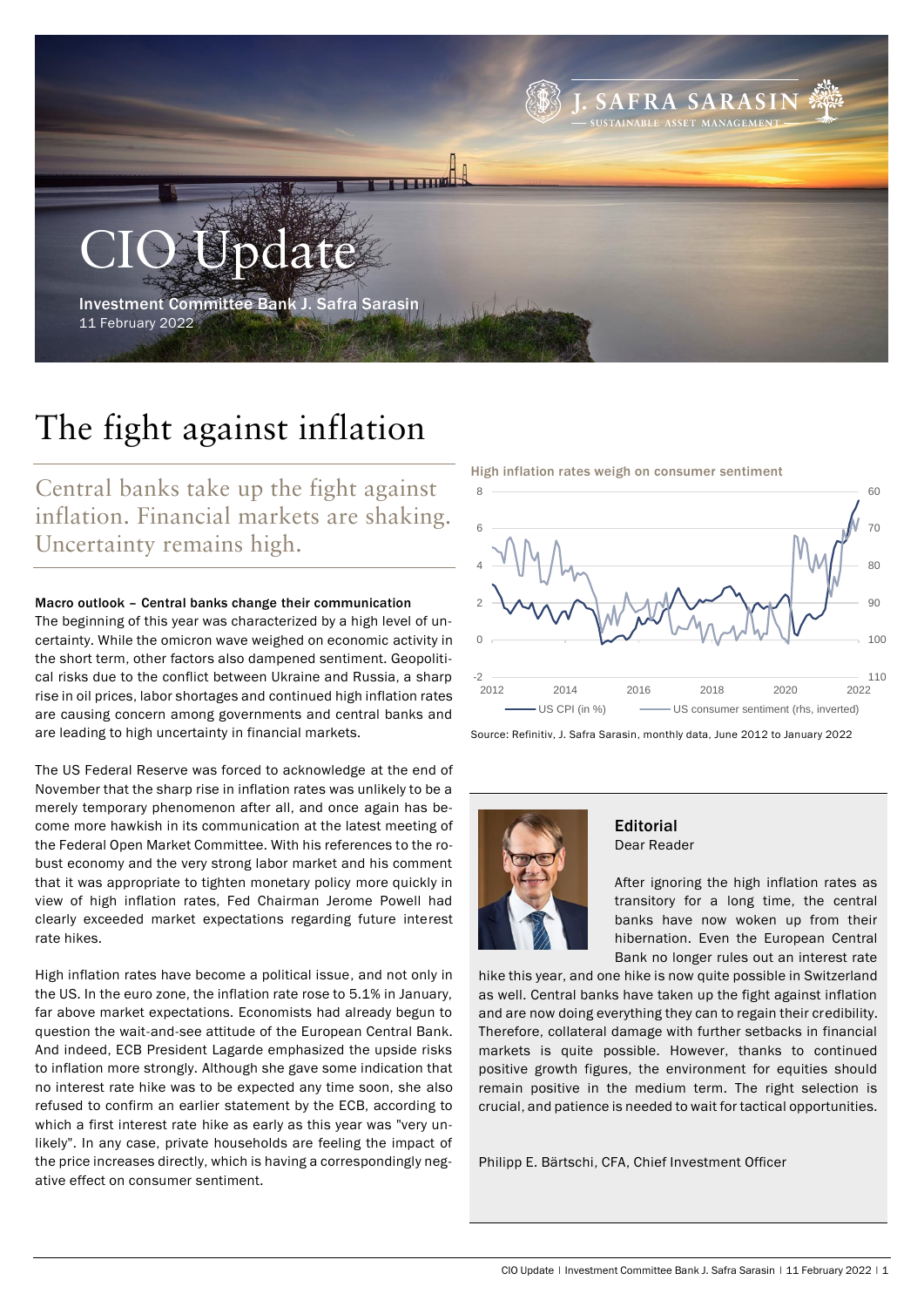# CIO Update

Investment Committee Bank J. Safra Sarasin
11 February 2022

# The fight against inflation

## Central banks take up the fight against inflation. Financial markets are shaking. Uncertainty remains high.

### Macro outlook – Central banks change their communication

The beginning of this year was characterized by a high level of uncertainty. While the omicron wave weighed on economic activity in the short term, other factors also dampened sentiment. Geopolitical risks due to the conflict between Ukraine and Russia, a sharp rise in oil prices, labor shortages and continued high inflation rates are causing concern among governments and central banks and are leading to high uncertainty in financial markets.

The US Federal Reserve was forced to acknowledge at the end of November that the sharp rise in inflation rates was unlikely to be a merely temporary phenomenon after all, and once again has become more hawkish in its communication at the latest meeting of the Federal Open Market Committee. With his references to the robust economy and the very strong labor market and his comment that it was appropriate to tighten monetary policy more quickly in view of high inflation rates, Fed Chairman Jerome Powell had clearly exceeded market expectations regarding future interest rate hikes.

High inflation rates have become a political issue, and not only in the US. In the euro zone, the inflation rate rose to 5.1% in January, far above market expectations. Economists had already begun to question the wait-and-see attitude of the European Central Bank. And indeed, ECB President Lagarde emphasized the upside risks to inflation more strongly. Although she gave some indication that no interest rate hike was to be expected any time soon, she also refused to confirm an earlier statement by the ECB, according to which a first interest rate hike as early as this year was "very unlikely". In any case, private households are feeling the impact of the price increases directly, which is having a correspondingly negative effect on consumer sentiment.

**High inflation rates weigh on consumer sentiment**

Source: Refinitiv, J. Safra Sarasin, monthly data, June 2012 to January 2022

### Editorial

Dear Reader

After ignoring the high inflation rates as transitory for a long time, the central banks have now woken up from their hibernation. Even the European Central Bank no longer rules out an interest rate hike this year, and one hike is now quite possible in Switzerland as well. Central banks have taken up the fight against inflation and are now doing everything they can to regain their credibility. Therefore, collateral damage with further setbacks in financial markets is quite possible. However, thanks to continued positive growth figures, the environment for equities should remain positive in the medium term. The right selection is crucial, and patience is needed to wait for tactical opportunities.

Philipp E. Bärtschi, CFA, Chief Investment Officer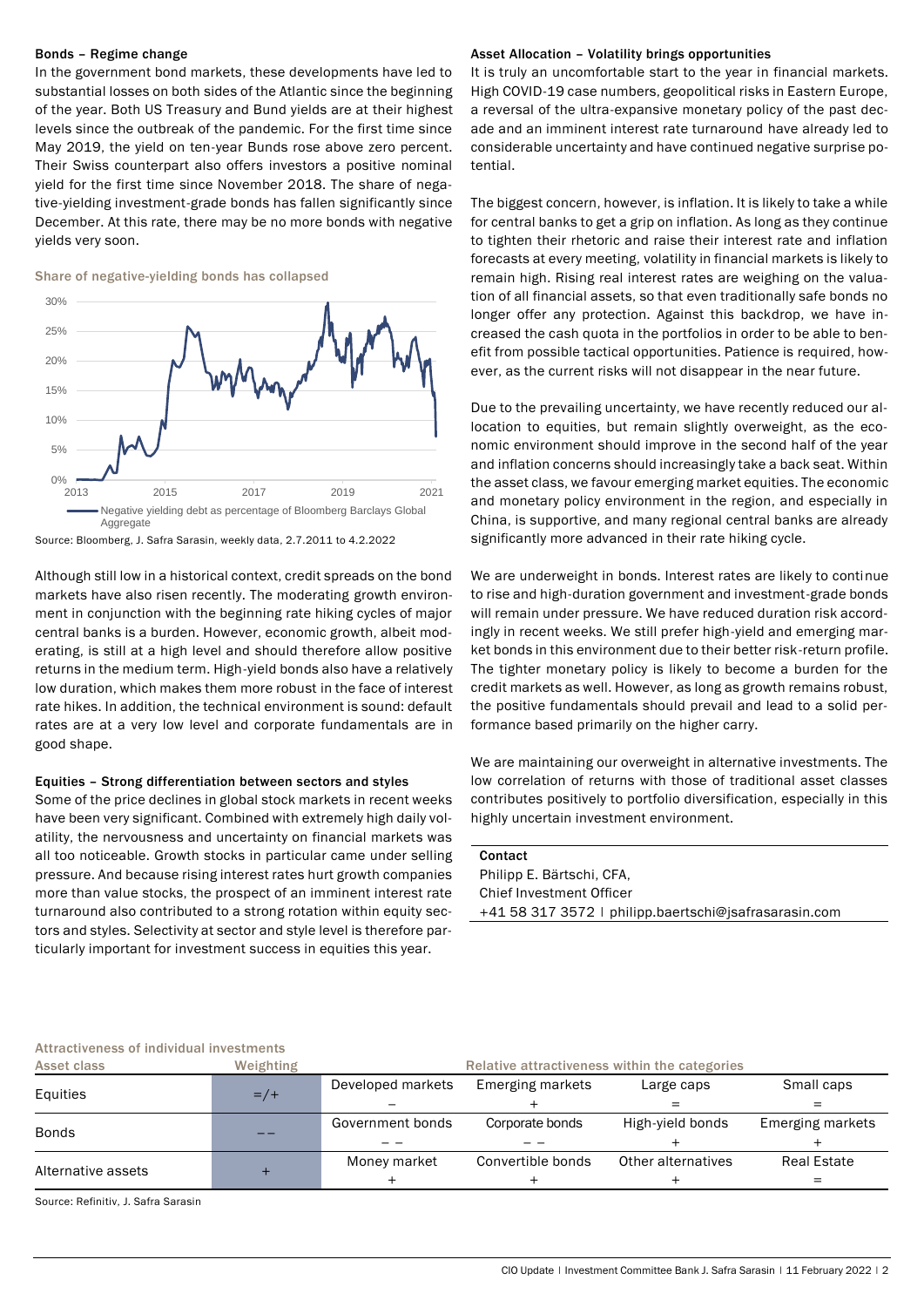### Bonds – Regime change

In the government bond markets, these developments have led to substantial losses on both sides of the Atlantic since the beginning of the year. Both US Treasury and Bund yields are at their highest levels since the outbreak of the pandemic. For the first time since May 2019, the yield on ten-year Bunds rose above zero percent. Their Swiss counterpart also offers investors a positive nominal yield for the first time since November 2018. The share of negative-yielding investment-grade bonds has fallen significantly since December. At this rate, there may be no more bonds with negative yields very soon.

**Share of negative-yielding bonds has collapsed**

Negative yielding debt as percentage of Bloomberg Barclays Global Aggregate

Source: Bloomberg, J. Safra Sarasin, weekly data, 2.7.2011 to 4.2.2022

Although still low in a historical context, credit spreads on the bond markets have also risen recently. The moderating growth environment in conjunction with the beginning rate hiking cycles of major central banks is a burden. However, economic growth, albeit moderating, is still at a high level and should therefore allow positive returns in the medium term. High-yield bonds also have a relatively low duration, which makes them more robust in the face of interest rate hikes. In addition, the technical environment is sound: default rates are at a very low level and corporate fundamentals are in good shape.

### Equities – Strong differentiation between sectors and styles

Some of the price declines in global stock markets in recent weeks have been very significant. Combined with extremely high daily volatility, the nervousness and uncertainty on financial markets was all too noticeable. Growth stocks in particular came under selling pressure. And because rising interest rates hurt growth companies more than value stocks, the prospect of an imminent interest rate turnaround also contributed to a strong rotation within equity sectors and styles. Selectivity at sector and style level is therefore particularly important for investment success in equities this year.

### Asset Allocation – Volatility brings opportunities

It is truly an uncomfortable start to the year in financial markets. High COVID-19 case numbers, geopolitical risks in Eastern Europe, a reversal of the ultra-expansive monetary policy of the past decade and an imminent interest rate turnaround have already led to considerable uncertainty and have continued negative surprise potential.

The biggest concern, however, is inflation. It is likely to take a while for central banks to get a grip on inflation. As long as they continue to tighten their rhetoric and raise their interest rate and inflation forecasts at every meeting, volatility in financial markets is likely to remain high. Rising real interest rates are weighing on the valuation of all financial assets, so that even traditionally safe bonds no longer offer any protection. Against this backdrop, we have increased the cash quota in the portfolios in order to be able to benefit from possible tactical opportunities. Patience is required, however, as the current risks will not disappear in the near future.

Due to the prevailing uncertainty, we have recently reduced our allocation to equities, but remain slightly overweight, as the economic environment should improve in the second half of the year and inflation concerns should increasingly take a back seat. Within the asset class, we favour emerging market equities. The economic and monetary policy environment in the region, and especially in China, is supportive, and many regional central banks are already significantly more advanced in their rate hiking cycle.

We are underweight in bonds. Interest rates are likely to continue to rise and high-duration government and investment-grade bonds will remain under pressure. We have reduced duration risk accordingly in recent weeks. We still prefer high-yield and emerging market bonds in this environment due to their better risk-return profile. The tighter monetary policy is likely to become a burden for the credit markets as well. However, as long as growth remains robust, the positive fundamentals should prevail and lead to a solid performance based primarily on the higher carry.

We are maintaining our overweight in alternative investments. The low correlation of returns with those of traditional asset classes contributes positively to portfolio diversification, especially in this highly uncertain investment environment.

**Contact**
Philipp E. Bärtschi, CFA,
Chief Investment Officer
+41 58 317 3572 | philipp.baertschi@jsafrasarasin.com

**Attractiveness of individual investments**

| Asset class | Weighting | Relative attractiveness within the categories | | | |
|---|---|---|---|---|---|
| Equities | =/+ | Developed markets<br>– | Emerging markets<br>+ | Large caps<br>= | Small caps<br>= |
| Bonds | – – | Government bonds<br>– – | Corporate bonds<br>– – | High-yield bonds<br>+ | Emerging markets<br>+ |
| Alternative assets | + | Money market<br>+ | Convertible bonds<br>+ | Other alternatives<br>+ | Real Estate<br>= |

Source: Refinitiv, J. Safra Sarasin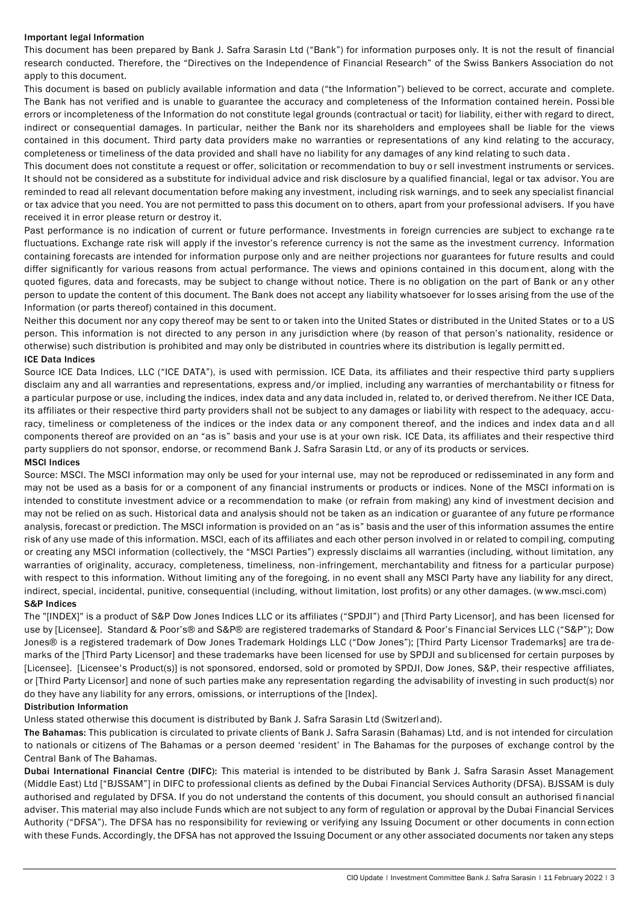### Important legal Information

This document has been prepared by Bank J. Safra Sarasin Ltd ("Bank") for information purposes only. It is not the result of financial research conducted. Therefore, the "Directives on the Independence of Financial Research" of the Swiss Bankers Association do not apply to this document.

This document is based on publicly available information and data ("the Information") believed to be correct, accurate and complete. The Bank has not verified and is unable to guarantee the accuracy and completeness of the Information contained herein. Possible errors or incompleteness of the Information do not constitute legal grounds (contractual or tacit) for liability, either with regard to direct, indirect or consequential damages. In particular, neither the Bank nor its shareholders and employees shall be liable for the views contained in this document. Third party data providers make no warranties or representations of any kind relating to the accuracy, completeness or timeliness of the data provided and shall have no liability for any damages of any kind relating to such data.

This document does not constitute a request or offer, solicitation or recommendation to buy or sell investment instruments or services. It should not be considered as a substitute for individual advice and risk disclosure by a qualified financial, legal or tax advisor. You are reminded to read all relevant documentation before making any investment, including risk warnings, and to seek any specialist financial or tax advice that you need. You are not permitted to pass this document on to others, apart from your professional advisers. If you have received it in error please return or destroy it.

Past performance is no indication of current or future performance. Investments in foreign currencies are subject to exchange rate fluctuations. Exchange rate risk will apply if the investor's reference currency is not the same as the investment currency. Information containing forecasts are intended for information purpose only and are neither projections nor guarantees for future results and could differ significantly for various reasons from actual performance. The views and opinions contained in this document, along with the quoted figures, data and forecasts, may be subject to change without notice. There is no obligation on the part of Bank or any other person to update the content of this document. The Bank does not accept any liability whatsoever for losses arising from the use of the Information (or parts thereof) contained in this document.

Neither this document nor any copy thereof may be sent to or taken into the United States or distributed in the United States or to a US person. This information is not directed to any person in any jurisdiction where (by reason of that person's nationality, residence or otherwise) such distribution is prohibited and may only be distributed in countries where its distribution is legally permitted.

### ICE Data Indices

Source ICE Data Indices, LLC ("ICE DATA"), is used with permission. ICE Data, its affiliates and their respective third party suppliers disclaim any and all warranties and representations, express and/or implied, including any warranties of merchantability or fitness for a particular purpose or use, including the indices, index data and any data included in, related to, or derived therefrom. Neither ICE Data, its affiliates or their respective third party providers shall not be subject to any damages or liability with respect to the adequacy, accuracy, timeliness or completeness of the indices or the index data or any component thereof, and the indices and index data and all components thereof are provided on an "as is" basis and your use is at your own risk. ICE Data, its affiliates and their respective third party suppliers do not sponsor, endorse, or recommend Bank J. Safra Sarasin Ltd, or any of its products or services.

### MSCI Indices

Source: MSCI. The MSCI information may only be used for your internal use, may not be reproduced or redisseminated in any form and may not be used as a basis for or a component of any financial instruments or products or indices. None of the MSCI information is intended to constitute investment advice or a recommendation to make (or refrain from making) any kind of investment decision and may not be relied on as such. Historical data and analysis should not be taken as an indication or guarantee of any future performance analysis, forecast or prediction. The MSCI information is provided on an "as is" basis and the user of this information assumes the entire risk of any use made of this information. MSCI, each of its affiliates and each other person involved in or related to compiling, computing or creating any MSCI information (collectively, the "MSCI Parties") expressly disclaims all warranties (including, without limitation, any warranties of originality, accuracy, completeness, timeliness, non-infringement, merchantability and fitness for a particular purpose) with respect to this information. Without limiting any of the foregoing, in no event shall any MSCI Party have any liability for any direct, indirect, special, incidental, punitive, consequential (including, without limitation, lost profits) or any other damages. (www.msci.com)

### S&P Indices

The "[INDEX]" is a product of S&P Dow Jones Indices LLC or its affiliates ("SPDJI") and [Third Party Licensor], and has been licensed for use by [Licensee]. Standard & Poor's® and S&P® are registered trademarks of Standard & Poor's Financial Services LLC ("S&P"); Dow Jones® is a registered trademark of Dow Jones Trademark Holdings LLC ("Dow Jones"); [Third Party Licensor Trademarks] are trademarks of the [Third Party Licensor] and these trademarks have been licensed for use by SPDJI and sublicensed for certain purposes by [Licensee]. [Licensee's Product(s)] is not sponsored, endorsed, sold or promoted by SPDJI, Dow Jones, S&P, their respective affiliates, or [Third Party Licensor] and none of such parties make any representation regarding the advisability of investing in such product(s) nor do they have any liability for any errors, omissions, or interruptions of the [Index].

### Distribution Information

Unless stated otherwise this document is distributed by Bank J. Safra Sarasin Ltd (Switzerland).

**The Bahamas:** This publication is circulated to private clients of Bank J. Safra Sarasin (Bahamas) Ltd, and is not intended for circulation to nationals or citizens of The Bahamas or a person deemed 'resident' in The Bahamas for the purposes of exchange control by the Central Bank of The Bahamas.

**Dubai International Financial Centre (DIFC):** This material is intended to be distributed by Bank J. Safra Sarasin Asset Management (Middle East) Ltd ["BJSSAM"] in DIFC to professional clients as defined by the Dubai Financial Services Authority (DFSA). BJSSAM is duly authorised and regulated by DFSA. If you do not understand the contents of this document, you should consult an authorised financial adviser. This material may also include Funds which are not subject to any form of regulation or approval by the Dubai Financial Services Authority ("DFSA"). The DFSA has no responsibility for reviewing or verifying any Issuing Document or other documents in connection with these Funds. Accordingly, the DFSA has not approved the Issuing Document or any other associated documents nor taken any steps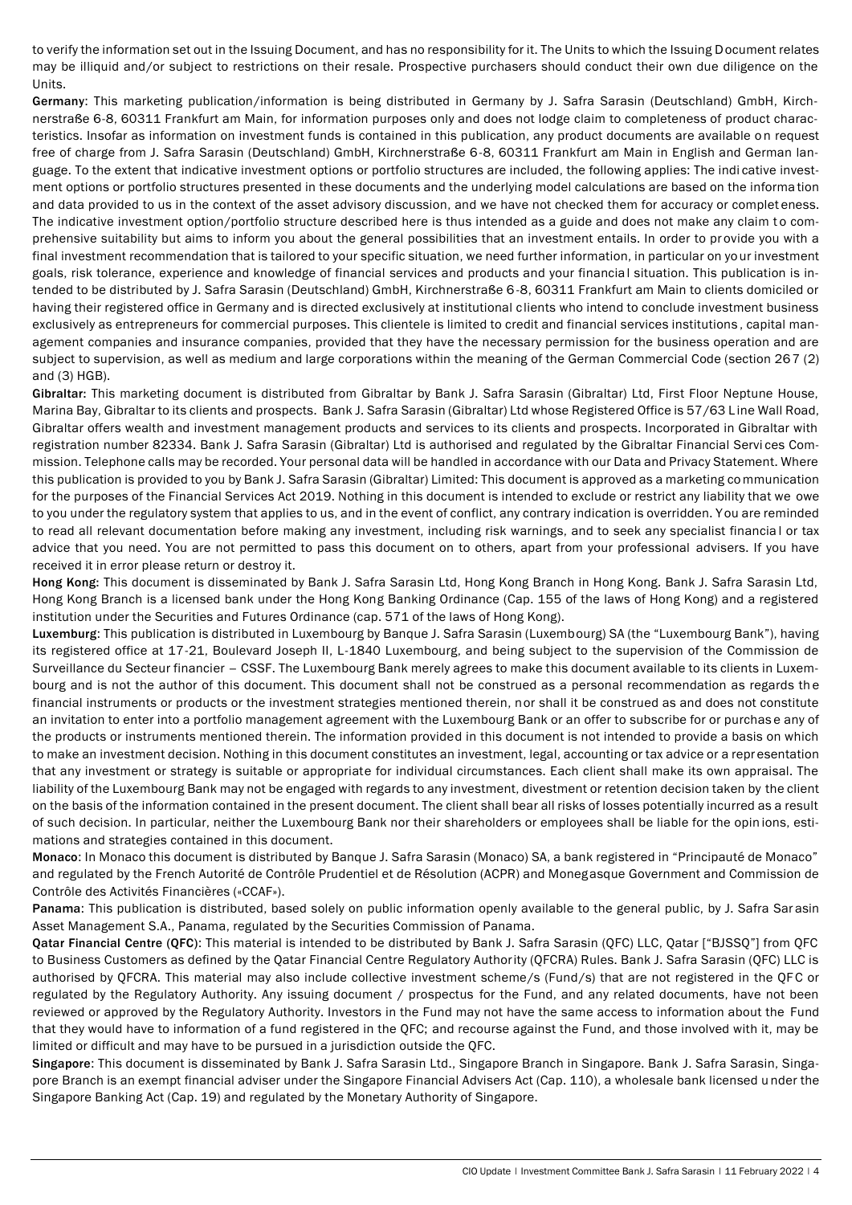to verify the information set out in the Issuing Document, and has no responsibility for it. The Units to which the Issuing Document relates may be illiquid and/or subject to restrictions on their resale. Prospective purchasers should conduct their own due diligence on the Units.

**Germany**: This marketing publication/information is being distributed in Germany by J. Safra Sarasin (Deutschland) GmbH, Kirchnerstraße 6-8, 60311 Frankfurt am Main, for information purposes only and does not lodge claim to completeness of product characteristics. Insofar as information on investment funds is contained in this publication, any product documents are available on request free of charge from J. Safra Sarasin (Deutschland) GmbH, Kirchnerstraße 6-8, 60311 Frankfurt am Main in English and German language. To the extent that indicative investment options or portfolio structures are included, the following applies: The indicative investment options or portfolio structures presented in these documents and the underlying model calculations are based on the information and data provided to us in the context of the asset advisory discussion, and we have not checked them for accuracy or completeness. The indicative investment option/portfolio structure described here is thus intended as a guide and does not make any claim to comprehensive suitability but aims to inform you about the general possibilities that an investment entails. In order to provide you with a final investment recommendation that is tailored to your specific situation, we need further information, in particular on your investment goals, risk tolerance, experience and knowledge of financial services and products and your financial situation. This publication is intended to be distributed by J. Safra Sarasin (Deutschland) GmbH, Kirchnerstraße 6-8, 60311 Frankfurt am Main to clients domiciled or having their registered office in Germany and is directed exclusively at institutional clients who intend to conclude investment business exclusively as entrepreneurs for commercial purposes. This clientele is limited to credit and financial services institutions, capital management companies and insurance companies, provided that they have the necessary permission for the business operation and are subject to supervision, as well as medium and large corporations within the meaning of the German Commercial Code (section 267 (2) and (3) HGB).

**Gibraltar:** This marketing document is distributed from Gibraltar by Bank J. Safra Sarasin (Gibraltar) Ltd, First Floor Neptune House, Marina Bay, Gibraltar to its clients and prospects. Bank J. Safra Sarasin (Gibraltar) Ltd whose Registered Office is 57/63 Line Wall Road, Gibraltar offers wealth and investment management products and services to its clients and prospects. Incorporated in Gibraltar with registration number 82334. Bank J. Safra Sarasin (Gibraltar) Ltd is authorised and regulated by the Gibraltar Financial Services Commission. Telephone calls may be recorded. Your personal data will be handled in accordance with our Data and Privacy Statement. Where this publication is provided to you by Bank J. Safra Sarasin (Gibraltar) Limited: This document is approved as a marketing communication for the purposes of the Financial Services Act 2019. Nothing in this document is intended to exclude or restrict any liability that we owe to you under the regulatory system that applies to us, and in the event of conflict, any contrary indication is overridden. You are reminded to read all relevant documentation before making any investment, including risk warnings, and to seek any specialist financial or tax advice that you need. You are not permitted to pass this document on to others, apart from your professional advisers. If you have received it in error please return or destroy it.

**Hong Kong:** This document is disseminated by Bank J. Safra Sarasin Ltd, Hong Kong Branch in Hong Kong. Bank J. Safra Sarasin Ltd, Hong Kong Branch is a licensed bank under the Hong Kong Banking Ordinance (Cap. 155 of the laws of Hong Kong) and a registered institution under the Securities and Futures Ordinance (cap. 571 of the laws of Hong Kong).

**Luxemburg**: This publication is distributed in Luxembourg by Banque J. Safra Sarasin (Luxembourg) SA (the "Luxembourg Bank"), having its registered office at 17-21, Boulevard Joseph II, L-1840 Luxembourg, and being subject to the supervision of the Commission de Surveillance du Secteur financier – CSSF. The Luxembourg Bank merely agrees to make this document available to its clients in Luxembourg and is not the author of this document. This document shall not be construed as a personal recommendation as regards the financial instruments or products or the investment strategies mentioned therein, nor shall it be construed as and does not constitute an invitation to enter into a portfolio management agreement with the Luxembourg Bank or an offer to subscribe for or purchase any of the products or instruments mentioned therein. The information provided in this document is not intended to provide a basis on which to make an investment decision. Nothing in this document constitutes an investment, legal, accounting or tax advice or a representation that any investment or strategy is suitable or appropriate for individual circumstances. Each client shall make its own appraisal. The liability of the Luxembourg Bank may not be engaged with regards to any investment, divestment or retention decision taken by the client on the basis of the information contained in the present document. The client shall bear all risks of losses potentially incurred as a result of such decision. In particular, neither the Luxembourg Bank nor their shareholders or employees shall be liable for the opinions, estimations and strategies contained in this document.

**Monaco**: In Monaco this document is distributed by Banque J. Safra Sarasin (Monaco) SA, a bank registered in "Principauté de Monaco" and regulated by the French Autorité de Contrôle Prudentiel et de Résolution (ACPR) and Monegasque Government and Commission de Contrôle des Activités Financières («CCAF»).

**Panama**: This publication is distributed, based solely on public information openly available to the general public, by J. Safra Sarasin Asset Management S.A., Panama, regulated by the Securities Commission of Panama.

**Qatar Financial Centre (QFC)**: This material is intended to be distributed by Bank J. Safra Sarasin (QFC) LLC, Qatar ["BJSSQ"] from QFC to Business Customers as defined by the Qatar Financial Centre Regulatory Authority (QFCRA) Rules. Bank J. Safra Sarasin (QFC) LLC is authorised by QFCRA. This material may also include collective investment scheme/s (Fund/s) that are not registered in the QFC or regulated by the Regulatory Authority. Any issuing document / prospectus for the Fund, and any related documents, have not been reviewed or approved by the Regulatory Authority. Investors in the Fund may not have the same access to information about the Fund that they would have to information of a fund registered in the QFC; and recourse against the Fund, and those involved with it, may be limited or difficult and may have to be pursued in a jurisdiction outside the QFC.

**Singapore**: This document is disseminated by Bank J. Safra Sarasin Ltd., Singapore Branch in Singapore. Bank J. Safra Sarasin, Singapore Branch is an exempt financial adviser under the Singapore Financial Advisers Act (Cap. 110), a wholesale bank licensed under the Singapore Banking Act (Cap. 19) and regulated by the Monetary Authority of Singapore.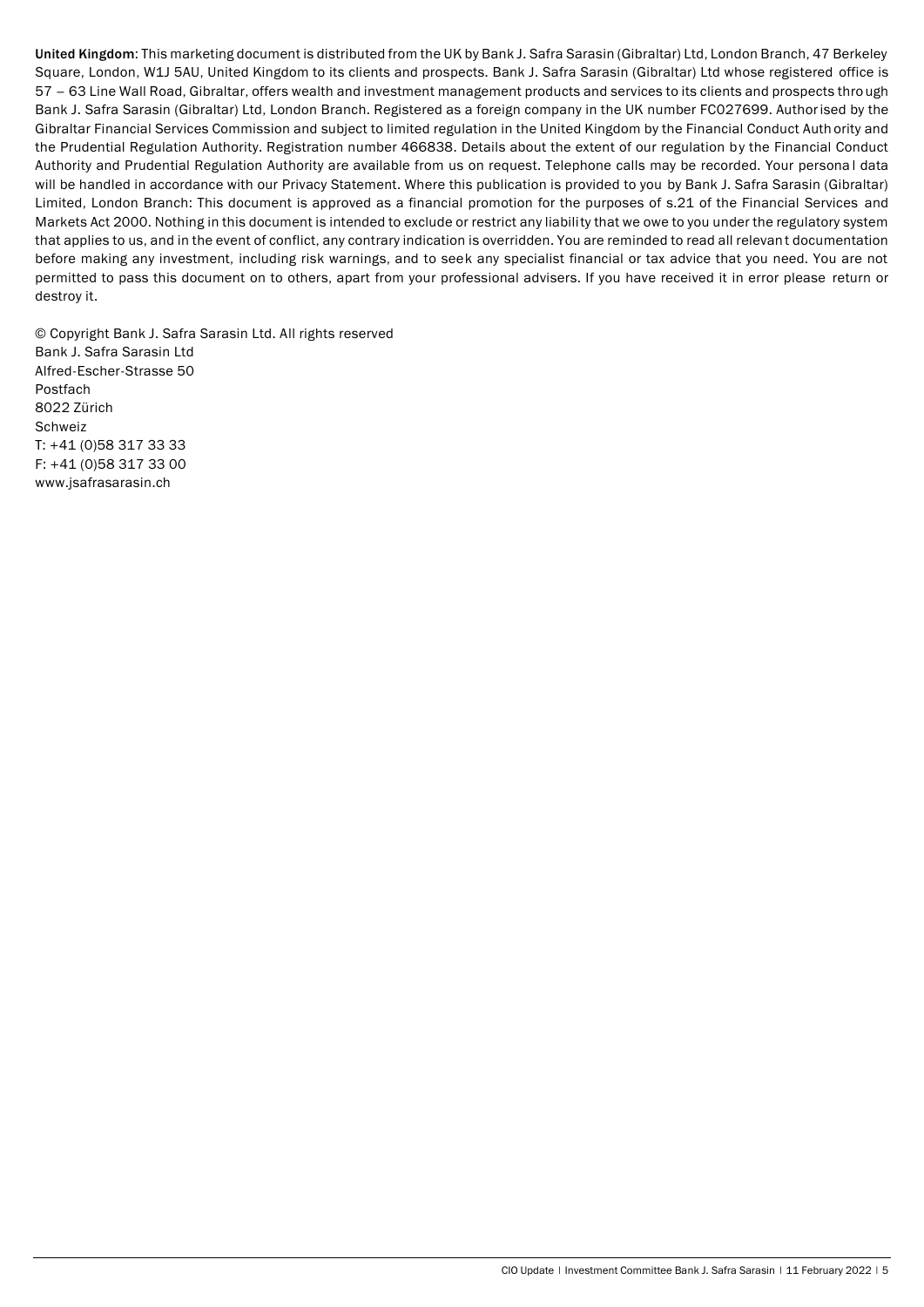**United Kingdom**: This marketing document is distributed from the UK by Bank J. Safra Sarasin (Gibraltar) Ltd, London Branch, 47 Berkeley Square, London, W1J 5AU, United Kingdom to its clients and prospects. Bank J. Safra Sarasin (Gibraltar) Ltd whose registered office is 57 – 63 Line Wall Road, Gibraltar, offers wealth and investment management products and services to its clients and prospects through Bank J. Safra Sarasin (Gibraltar) Ltd, London Branch. Registered as a foreign company in the UK number FC027699. Authorised by the Gibraltar Financial Services Commission and subject to limited regulation in the United Kingdom by the Financial Conduct Authority and the Prudential Regulation Authority. Registration number 466838. Details about the extent of our regulation by the Financial Conduct Authority and Prudential Regulation Authority are available from us on request. Telephone calls may be recorded. Your personal data will be handled in accordance with our Privacy Statement. Where this publication is provided to you by Bank J. Safra Sarasin (Gibraltar) Limited, London Branch: This document is approved as a financial promotion for the purposes of s.21 of the Financial Services and Markets Act 2000. Nothing in this document is intended to exclude or restrict any liability that we owe to you under the regulatory system that applies to us, and in the event of conflict, any contrary indication is overridden. You are reminded to read all relevant documentation before making any investment, including risk warnings, and to seek any specialist financial or tax advice that you need. You are not permitted to pass this document on to others, apart from your professional advisers. If you have received it in error please return or destroy it.

© Copyright Bank J. Safra Sarasin Ltd. All rights reserved
Bank J. Safra Sarasin Ltd
Alfred-Escher-Strasse 50
Postfach
8022 Zürich
Schweiz
T: +41 (0)58 317 33 33
F: +41 (0)58 317 33 00
www.jsafrasarasin.ch